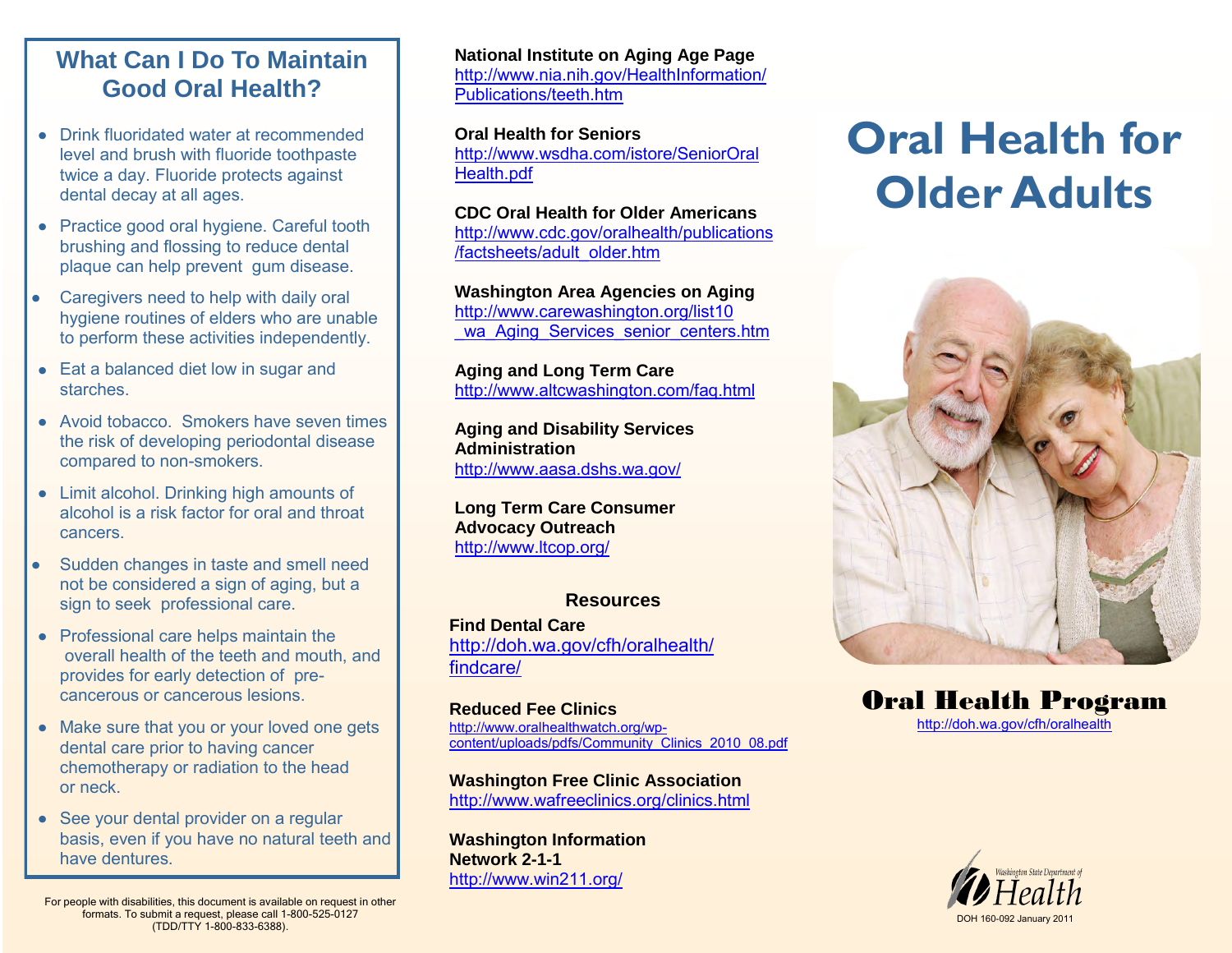## What Can I Do To Maintain Good Oral Health?

- Drink fluoridated water at recommended level and brush with fluoride toothpaste twice a day. Fluoride protects against dental decay at all ages.
- Practice good oral hygiene. Careful tooth brushing and flossing to reduce dental plaque can help prevent gum disease.
- Caregivers need to help with daily oral hygiene routines of elders who are unable to perform these activities independently.
- Eat a balanced diet low in sugar and starches.
- Avoid tobacco. Smokers have seven times the risk of developing periodontal disease compared to non-smokers.
- Limit alcohol. Drinking high amounts of alcohol is a risk factor for oral and throat cancers.
- Sudden changes in taste and smell need not be considered a sign of aging, but a sign to seek professional care.
- Professional care helps maintain the overall health of the teeth and mouth, and provides for early detection of pre-cancerous or cancerous lesions.
- Make sure that you or your loved one gets dental care prior to having cancer chemotherapy or radiation to the head or neck.
- See your dental provider on a regular basis, even if you have no natural teeth and have dentures.

For people with disabilities, this document is available on request in other formats. To submit a request, please call 1-800-525-0127 (TDD/TTY 1-800-833-6388).

**National Institute on Aging Age Page**
http://www.nia.nih.gov/HealthInformation/Publications/teeth.htm

**Oral Health for Seniors**
http://www.wsdha.com/istore/SeniorOralHealth.pdf

**CDC Oral Health for Older Americans**
http://www.cdc.gov/oralhealth/publications/factsheets/adult_older.htm

**Washington Area Agencies on Aging**
http://www.carewashington.org/list10_wa_Aging_Services_senior_centers.htm

**Aging and Long Term Care**
http://www.altcwashington.com/faq.html

**Aging and Disability Services Administration**
http://www.aasa.dshs.wa.gov/

**Long Term Care Consumer Advocacy Outreach**
http://www.ltcop.org/

### Resources

**Find Dental Care**
http://doh.wa.gov/cfh/oralhealth/findcare/

**Reduced Fee Clinics**
http://www.oralhealthwatch.org/wp-content/uploads/pdfs/Community_Clinics_2010_08.pdf

**Washington Free Clinic Association**
http://www.wafreeclinics.org/clinics.html

**Washington Information Network 2-1-1**
http://www.win211.org/

# Oral Health for Older Adults

## Oral Health Program

http://doh.wa.gov/cfh/oralhealth

Washington State Department of Health

DOH 160-092 January 2011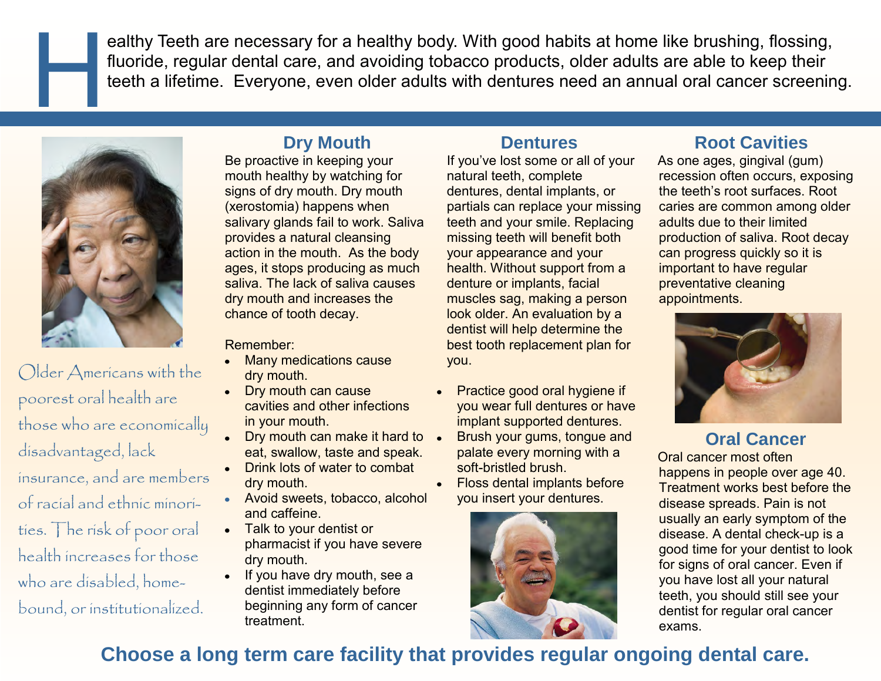Healthy Teeth are necessary for a healthy body. With good habits at home like brushing, flossing, fluoride, regular dental care, and avoiding tobacco products, older adults are able to keep their teeth a lifetime. Everyone, even older adults with dentures need an annual oral cancer screening.

*Older Americans with the poorest oral health are those who are economically disadvantaged, lack insurance, and are members of racial and ethnic minorities. The risk of poor oral health increases for those who are disabled, home-bound, or institutionalized.*

## Dry Mouth

Be proactive in keeping your mouth healthy by watching for signs of dry mouth. Dry mouth (xerostomia) happens when salivary glands fail to work. Saliva provides a natural cleansing action in the mouth. As the body ages, it stops producing as much saliva. The lack of saliva causes dry mouth and increases the chance of tooth decay.

Remember:

- Many medications cause dry mouth.
- Dry mouth can cause cavities and other infections in your mouth.
- Dry mouth can make it hard to eat, swallow, taste and speak.
- Drink lots of water to combat dry mouth.
- Avoid sweets, tobacco, alcohol and caffeine.
- Talk to your dentist or pharmacist if you have severe dry mouth.
- If you have dry mouth, see a dentist immediately before beginning any form of cancer treatment.

## Dentures

If you've lost some or all of your natural teeth, complete dentures, dental implants, or partials can replace your missing teeth and your smile. Replacing missing teeth will benefit both your appearance and your health. Without support from a denture or implants, facial muscles sag, making a person look older. An evaluation by a dentist will help determine the best tooth replacement plan for you.

- Practice good oral hygiene if you wear full dentures or have implant supported dentures.
- Brush your gums, tongue and palate every morning with a soft-bristled brush.
- Floss dental implants before you insert your dentures.

## Root Cavities

As one ages, gingival (gum) recession often occurs, exposing the teeth's root surfaces. Root caries are common among older adults due to their limited production of saliva. Root decay can progress quickly so it is important to have regular preventative cleaning appointments.

## Oral Cancer

Oral cancer most often happens in people over age 40. Treatment works best before the disease spreads. Pain is not usually an early symptom of the disease. A dental check-up is a good time for your dentist to look for signs of oral cancer. Even if you have lost all your natural teeth, you should still see your dentist for regular oral cancer exams.

**Choose a long term care facility that provides regular ongoing dental care.**